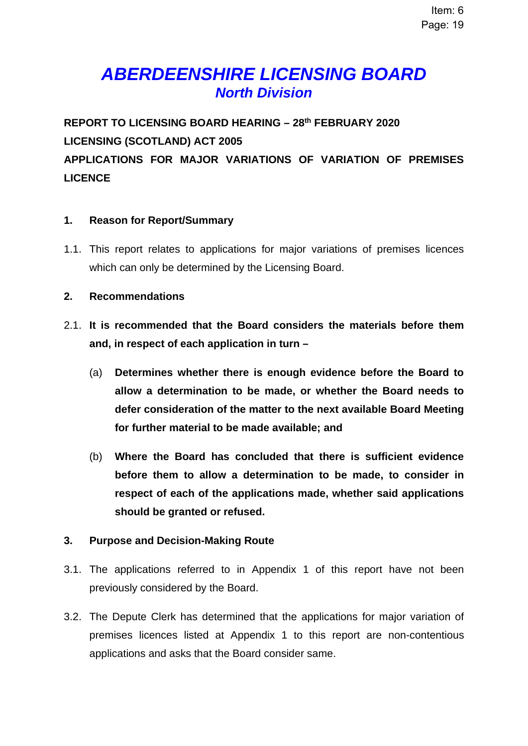# *ABERDEENSHIRE LICENSING BOARD*

## *North Division*

**REPORT TO LICENSING BOARD HEARING – 28th FEBRUARY 2020**

**LICENSING (SCOTLAND) ACT 2005**

**APPLICATIONS FOR MAJOR VARIATIONS OF VARIATION OF PREMISES LICENCE**

### 1. Reason for Report/Summary

1.1. This report relates to applications for major variations of premises licences which can only be determined by the Licensing Board.

### 2. Recommendations

2.1. **It is recommended that the Board considers the materials before them and, in respect of each application in turn –**

(a) **Determines whether there is enough evidence before the Board to allow a determination to be made, or whether the Board needs to defer consideration of the matter to the next available Board Meeting for further material to be made available; and**

(b) **Where the Board has concluded that there is sufficient evidence before them to allow a determination to be made, to consider in respect of each of the applications made, whether said applications should be granted or refused.**

### 3. Purpose and Decision-Making Route

3.1. The applications referred to in Appendix 1 of this report have not been previously considered by the Board.

3.2. The Depute Clerk has determined that the applications for major variation of premises licences listed at Appendix 1 to this report are non-contentious applications and asks that the Board consider same.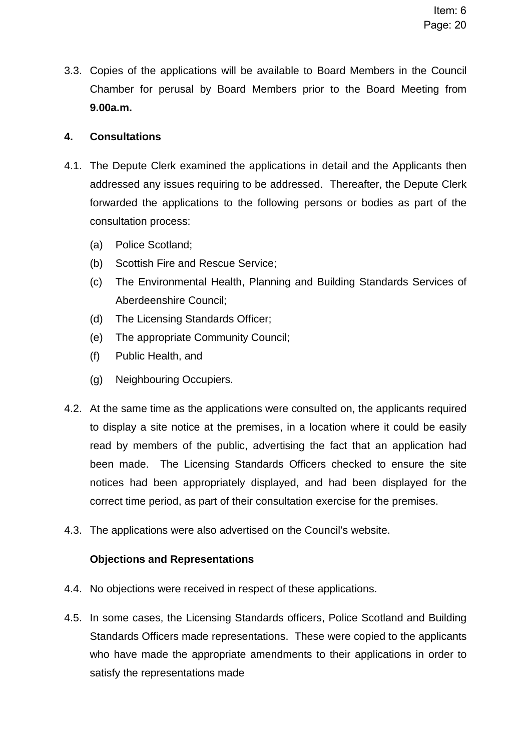3.3. Copies of the applications will be available to Board Members in the Council Chamber for perusal by Board Members prior to the Board Meeting from **9.00a.m.**

## 4. Consultations

4.1. The Depute Clerk examined the applications in detail and the Applicants then addressed any issues requiring to be addressed. Thereafter, the Depute Clerk forwarded the applications to the following persons or bodies as part of the consultation process:

(a) Police Scotland;

(b) Scottish Fire and Rescue Service;

(c) The Environmental Health, Planning and Building Standards Services of Aberdeenshire Council;

(d) The Licensing Standards Officer;

(e) The appropriate Community Council;

(f) Public Health, and

(g) Neighbouring Occupiers.

4.2. At the same time as the applications were consulted on, the applicants required to display a site notice at the premises, in a location where it could be easily read by members of the public, advertising the fact that an application had been made. The Licensing Standards Officers checked to ensure the site notices had been appropriately displayed, and had been displayed for the correct time period, as part of their consultation exercise for the premises.

4.3. The applications were also advertised on the Council's website.

**Objections and Representations**

4.4. No objections were received in respect of these applications.

4.5. In some cases, the Licensing Standards officers, Police Scotland and Building Standards Officers made representations. These were copied to the applicants who have made the appropriate amendments to their applications in order to satisfy the representations made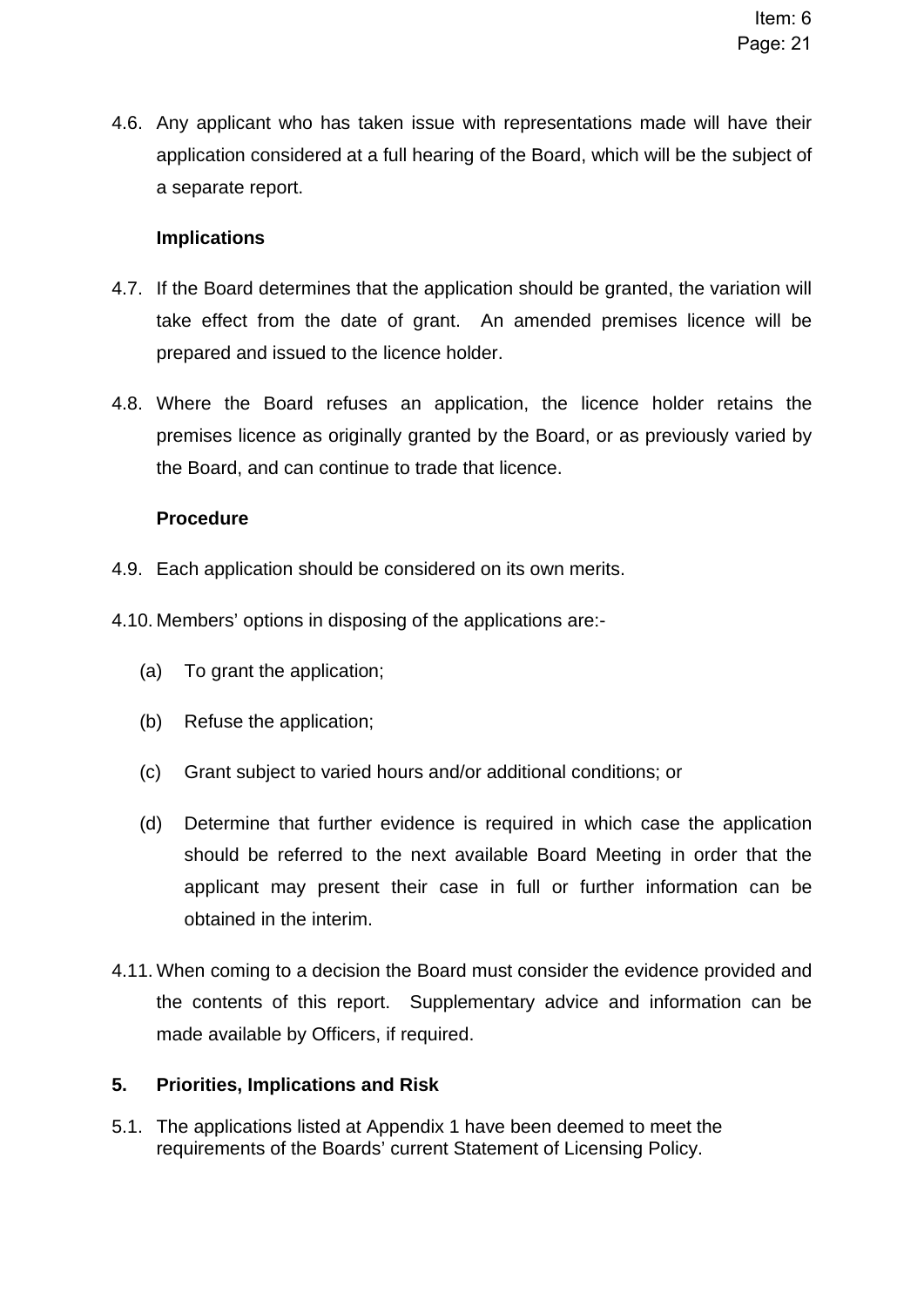4.6. Any applicant who has taken issue with representations made will have their application considered at a full hearing of the Board, which will be the subject of a separate report.

**Implications**

4.7. If the Board determines that the application should be granted, the variation will take effect from the date of grant. An amended premises licence will be prepared and issued to the licence holder.

4.8. Where the Board refuses an application, the licence holder retains the premises licence as originally granted by the Board, or as previously varied by the Board, and can continue to trade that licence.

**Procedure**

4.9. Each application should be considered on its own merits.

4.10. Members' options in disposing of the applications are:-

(a) To grant the application;

(b) Refuse the application;

(c) Grant subject to varied hours and/or additional conditions; or

(d) Determine that further evidence is required in which case the application should be referred to the next available Board Meeting in order that the applicant may present their case in full or further information can be obtained in the interim.

4.11. When coming to a decision the Board must consider the evidence provided and the contents of this report. Supplementary advice and information can be made available by Officers, if required.

## 5. Priorities, Implications and Risk

5.1. The applications listed at Appendix 1 have been deemed to meet the requirements of the Boards' current Statement of Licensing Policy.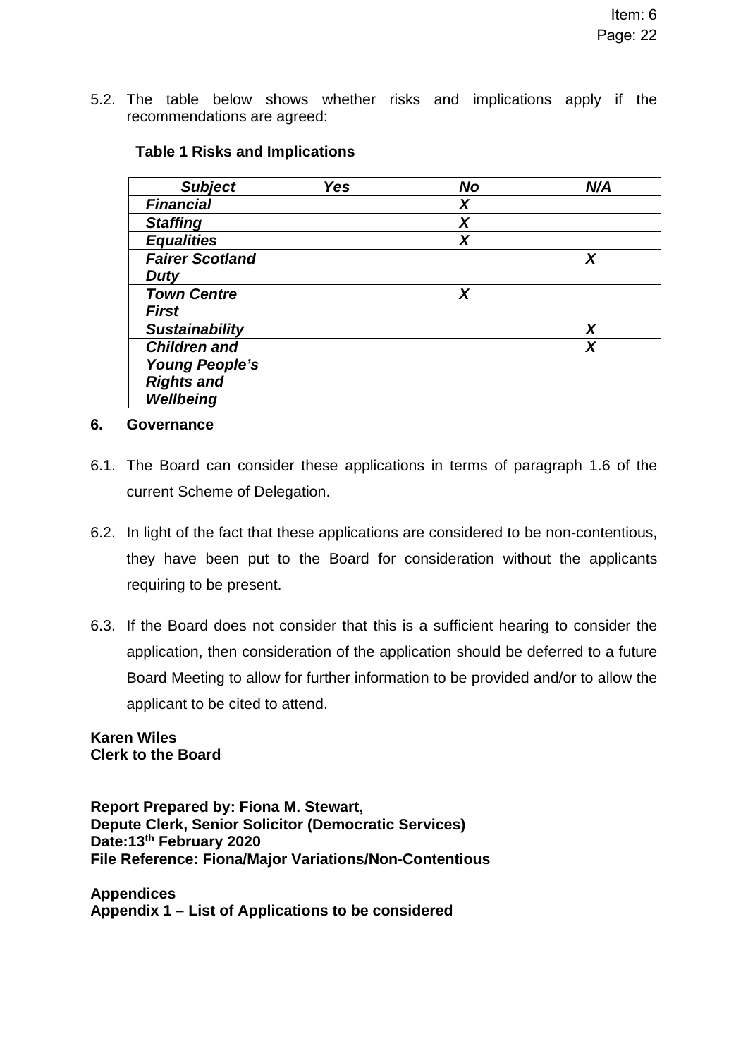5.2. The table below shows whether risks and implications apply if the recommendations are agreed:

**Table 1 Risks and Implications**

| *Subject* | *Yes* | *No* | *N/A* |
|---|---|---|---|
| ***Financial*** | | ***X*** | |
| ***Staffing*** | | ***X*** | |
| ***Equalities*** | | ***X*** | |
| ***Fairer Scotland Duty*** | | | ***X*** |
| ***Town Centre First*** | | ***X*** | |
| ***Sustainability*** | | | ***X*** |
| ***Children and Young People's Rights and Wellbeing*** | | | ***X*** |

## 6. Governance

6.1. The Board can consider these applications in terms of paragraph 1.6 of the current Scheme of Delegation.

6.2. In light of the fact that these applications are considered to be non-contentious, they have been put to the Board for consideration without the applicants requiring to be present.

6.3. If the Board does not consider that this is a sufficient hearing to consider the application, then consideration of the application should be deferred to a future Board Meeting to allow for further information to be provided and/or to allow the applicant to be cited to attend.

**Karen Wiles**
**Clerk to the Board**

**Report Prepared by: Fiona M. Stewart,**
**Depute Clerk, Senior Solicitor (Democratic Services)**
**Date:13th February 2020**
**File Reference: Fiona/Major Variations/Non-Contentious**

**Appendices**
**Appendix 1 – List of Applications to be considered**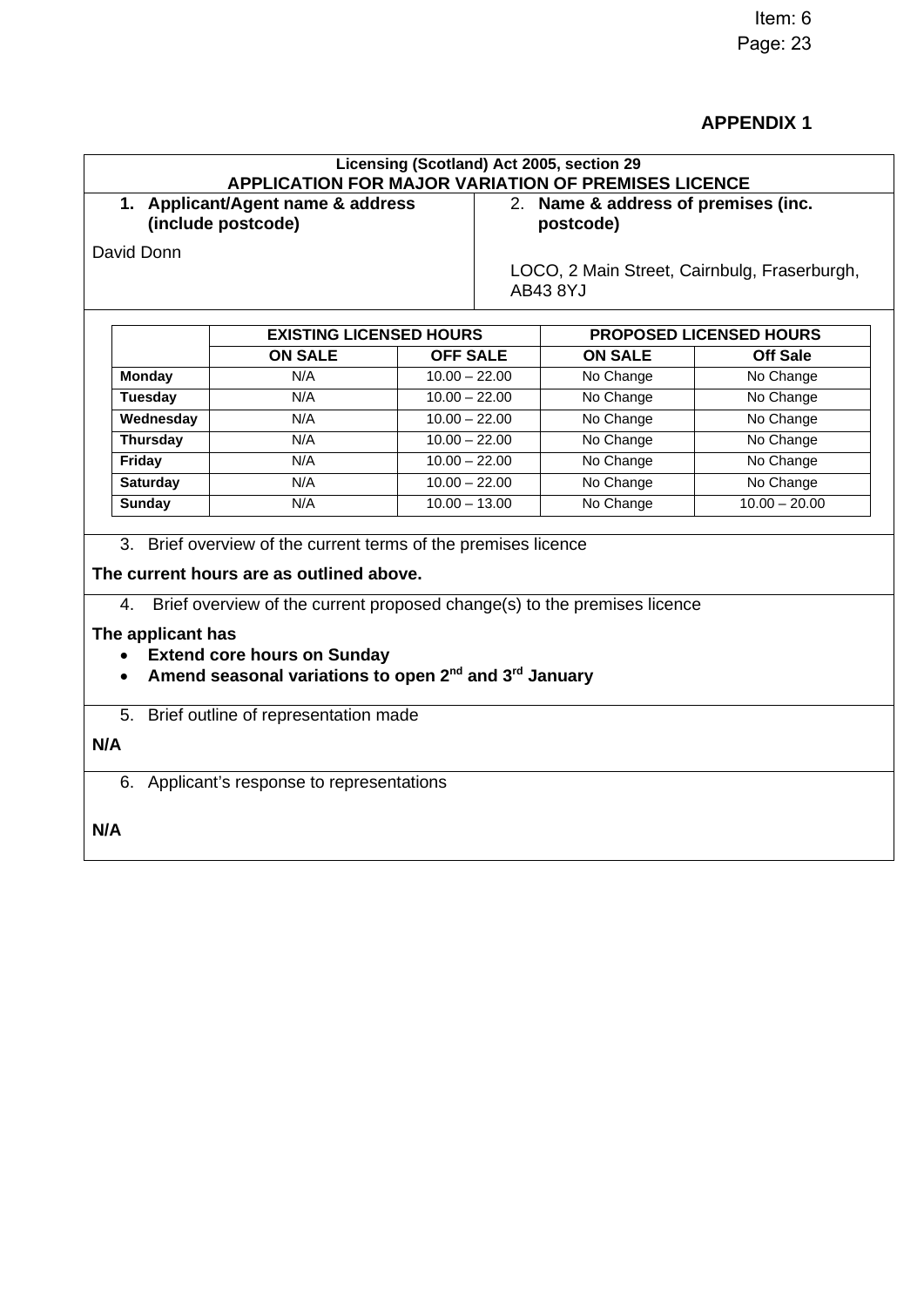## APPENDIX 1

**Licensing (Scotland) Act 2005, section 29**
**APPLICATION FOR MAJOR VARIATION OF PREMISES LICENCE**

| **1. Applicant/Agent name & address (include postcode)** | **2. Name & address of premises (inc. postcode)** |
|---|---|
| David Donn | LOCO, 2 Main Street, Cairnbulg, Fraserburgh, AB43 8YJ |

| | **EXISTING LICENSED HOURS** | | **PROPOSED LICENSED HOURS** | |
|---|---|---|---|---|
| | **ON SALE** | **OFF SALE** | **ON SALE** | **Off Sale** |
| **Monday** | N/A | 10.00 – 22.00 | No Change | No Change |
| **Tuesday** | N/A | 10.00 – 22.00 | No Change | No Change |
| **Wednesday** | N/A | 10.00 – 22.00 | No Change | No Change |
| **Thursday** | N/A | 10.00 – 22.00 | No Change | No Change |
| **Friday** | N/A | 10.00 – 22.00 | No Change | No Change |
| **Saturday** | N/A | 10.00 – 22.00 | No Change | No Change |
| **Sunday** | N/A | 10.00 – 13.00 | No Change | 10.00 – 20.00 |

3. Brief overview of the current terms of the premises licence

**The current hours are as outlined above.**

4. Brief overview of the current proposed change(s) to the premises licence

**The applicant has**

- **Extend core hours on Sunday**
- **Amend seasonal variations to open 2nd and 3rd January**

5. Brief outline of representation made

**N/A**

6. Applicant's response to representations

**N/A**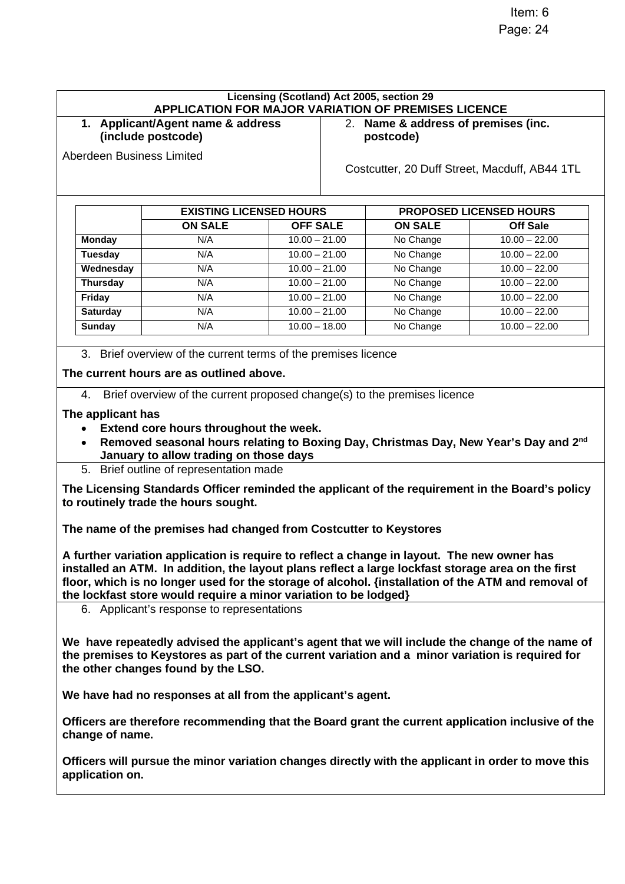Item: 6

**Licensing (Scotland) Act 2005, section 29**
**APPLICATION FOR MAJOR VARIATION OF PREMISES LICENCE**

**1. Applicant/Agent name & address (include postcode)**

Aberdeen Business Limited

**2. Name & address of premises (inc. postcode)**

Costcutter, 20 Duff Street, Macduff, AB44 1TL

| | EXISTING LICENSED HOURS | | PROPOSED LICENSED HOURS | |
|---|---|---|---|---|
| | **ON SALE** | **OFF SALE** | **ON SALE** | **Off Sale** |
| **Monday** | N/A | 10.00 – 21.00 | No Change | 10.00 – 22.00 |
| **Tuesday** | N/A | 10.00 – 21.00 | No Change | 10.00 – 22.00 |
| **Wednesday** | N/A | 10.00 – 21.00 | No Change | 10.00 – 22.00 |
| **Thursday** | N/A | 10.00 – 21.00 | No Change | 10.00 – 22.00 |
| **Friday** | N/A | 10.00 – 21.00 | No Change | 10.00 – 22.00 |
| **Saturday** | N/A | 10.00 – 21.00 | No Change | 10.00 – 22.00 |
| **Sunday** | N/A | 10.00 – 18.00 | No Change | 10.00 – 22.00 |

3. Brief overview of the current terms of the premises licence

**The current hours are as outlined above.**

4. Brief overview of the current proposed change(s) to the premises licence

**The applicant has**

- **Extend core hours throughout the week.**
- **Removed seasonal hours relating to Boxing Day, Christmas Day, New Year's Day and 2nd January to allow trading on those days**

5. Brief outline of representation made

**The Licensing Standards Officer reminded the applicant of the requirement in the Board's policy to routinely trade the hours sought.**

**The name of the premises had changed from Costcutter to Keystores**

**A further variation application is require to reflect a change in layout. The new owner has installed an ATM. In addition, the layout plans reflect a large lockfast storage area on the first floor, which is no longer used for the storage of alcohol. {installation of the ATM and removal of the lockfast store would require a minor variation to be lodged}**

6. Applicant's response to representations

**We have repeatedly advised the applicant's agent that we will include the change of the name of the premises to Keystores as part of the current variation and a minor variation is required for the other changes found by the LSO.**

**We have had no responses at all from the applicant's agent.**

**Officers are therefore recommending that the Board grant the current application inclusive of the change of name.**

**Officers will pursue the minor variation changes directly with the applicant in order to move this application on.**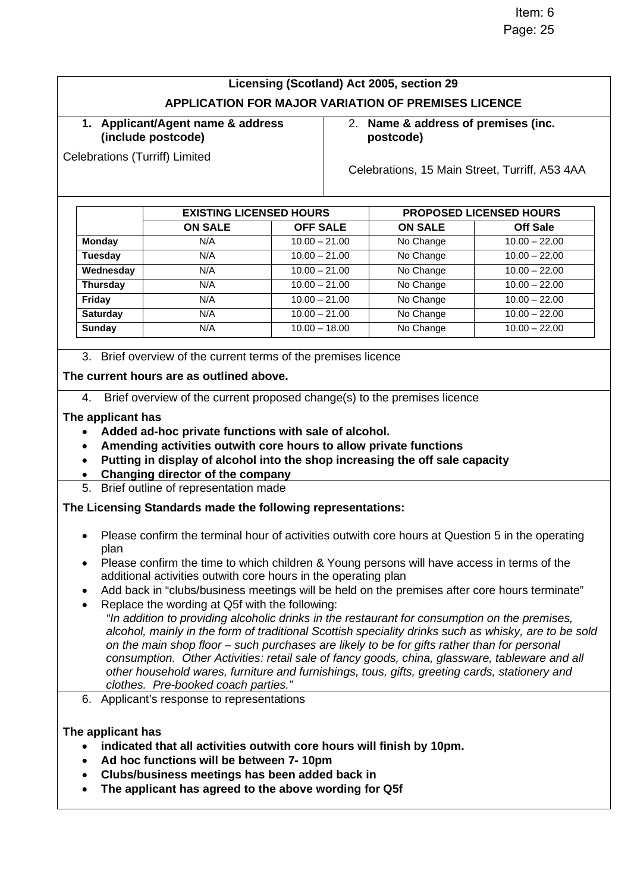## Licensing (Scotland) Act 2005, section 29

## APPLICATION FOR MAJOR VARIATION OF PREMISES LICENCE

**1. Applicant/Agent name & address (include postcode)**

Celebrations (Turriff) Limited

**2. Name & address of premises (inc. postcode)**

Celebrations, 15 Main Street, Turriff, A53 4AA

| | EXISTING LICENSED HOURS | | PROPOSED LICENSED HOURS | |
|---|---|---|---|---|
| | **ON SALE** | **OFF SALE** | **ON SALE** | **Off Sale** |
| **Monday** | N/A | 10.00 – 21.00 | No Change | 10.00 – 22.00 |
| **Tuesday** | N/A | 10.00 – 21.00 | No Change | 10.00 – 22.00 |
| **Wednesday** | N/A | 10.00 – 21.00 | No Change | 10.00 – 22.00 |
| **Thursday** | N/A | 10.00 – 21.00 | No Change | 10.00 – 22.00 |
| **Friday** | N/A | 10.00 – 21.00 | No Change | 10.00 – 22.00 |
| **Saturday** | N/A | 10.00 – 21.00 | No Change | 10.00 – 22.00 |
| **Sunday** | N/A | 10.00 – 18.00 | No Change | 10.00 – 22.00 |

3. Brief overview of the current terms of the premises licence

**The current hours are as outlined above.**

4. Brief overview of the current proposed change(s) to the premises licence

**The applicant has**

- **Added ad-hoc private functions with sale of alcohol.**
- **Amending activities outwith core hours to allow private functions**
- **Putting in display of alcohol into the shop increasing the off sale capacity**
- **Changing director of the company**

5. Brief outline of representation made

**The Licensing Standards made the following representations:**

- Please confirm the terminal hour of activities outwith core hours at Question 5 in the operating plan
- Please confirm the time to which children & Young persons will have access in terms of the additional activities outwith core hours in the operating plan
- Add back in "clubs/business meetings will be held on the premises after core hours terminate"
- Replace the wording at Q5f with the following:
  *"In addition to providing alcoholic drinks in the restaurant for consumption on the premises, alcohol, mainly in the form of traditional Scottish speciality drinks such as whisky, are to be sold on the main shop floor – such purchases are likely to be for gifts rather than for personal consumption. Other Activities: retail sale of fancy goods, china, glassware, tableware and all other household wares, furniture and furnishings, tous, gifts, greeting cards, stationery and clothes. Pre-booked coach parties."*

6. Applicant's response to representations

**The applicant has**

- **indicated that all activities outwith core hours will finish by 10pm.**
- **Ad hoc functions will be between 7- 10pm**
- **Clubs/business meetings has been added back in**
- **The applicant has agreed to the above wording for Q5f**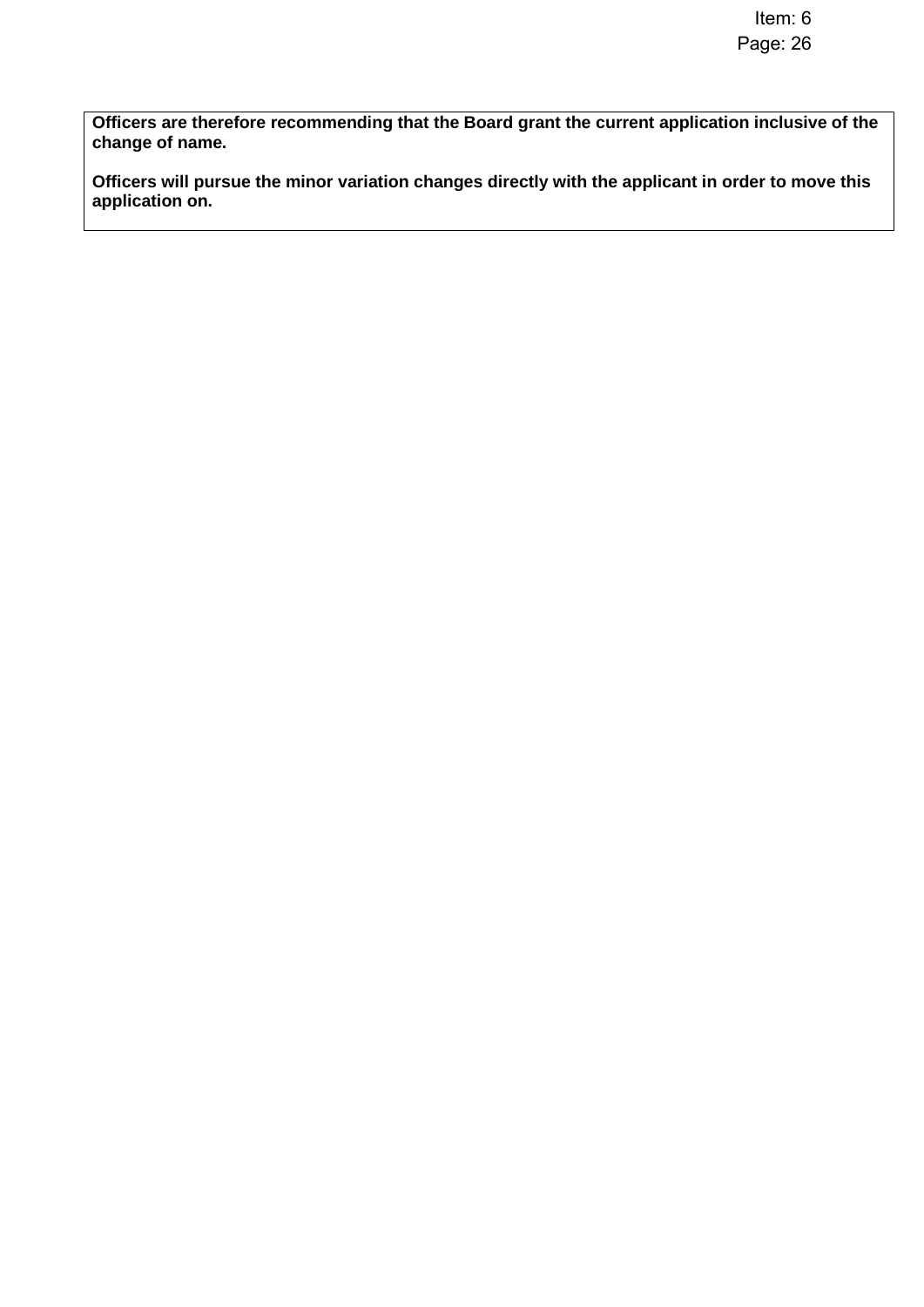**Officers are therefore recommending that the Board grant the current application inclusive of the change of name.**

**Officers will pursue the minor variation changes directly with the applicant in order to move this application on.**